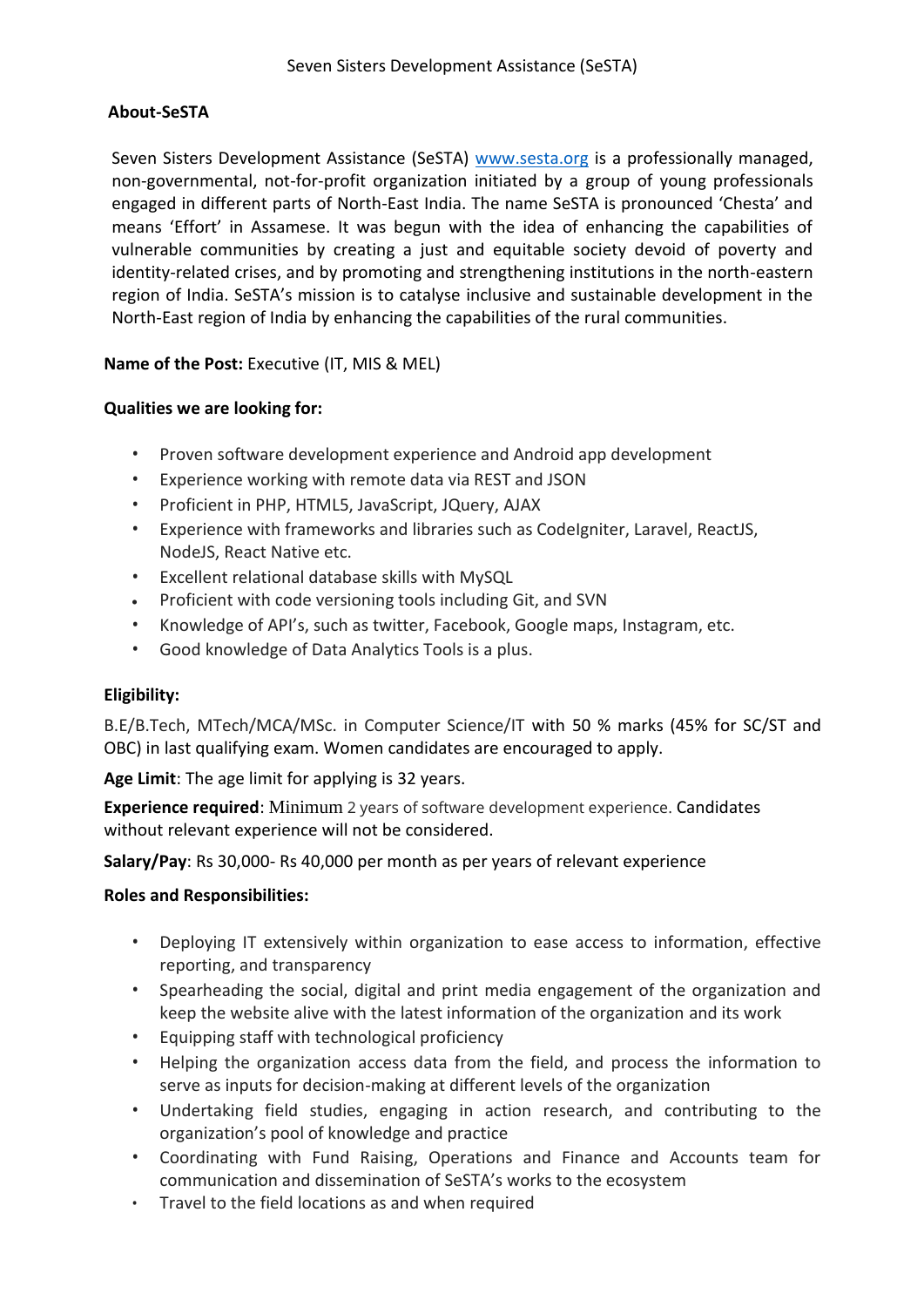Seven Sisters Development Assistance (SeSTA)

## About-SeSTA

Seven Sisters Development Assistance (SeSTA) [www.sesta.org](http://www.sesta.org) is a professionally managed, non-governmental, not-for-profit organization initiated by a group of young professionals engaged in different parts of North-East India. The name SeSTA is pronounced 'Chesta' and means 'Effort' in Assamese. It was begun with the idea of enhancing the capabilities of vulnerable communities by creating a just and equitable society devoid of poverty and identity-related crises, and by promoting and strengthening institutions in the north-eastern region of India. SeSTA's mission is to catalyse inclusive and sustainable development in the North-East region of India by enhancing the capabilities of the rural communities.

**Name of the Post:** Executive (IT, MIS & MEL)

**Qualities we are looking for:**

- Proven software development experience and Android app development
- Experience working with remote data via REST and JSON
- Proficient in PHP, HTML5, JavaScript, JQuery, AJAX
- Experience with frameworks and libraries such as CodeIgniter, Laravel, ReactJS, NodeJS, React Native etc.
- Excellent relational database skills with MySQL
- Proficient with code versioning tools including Git, and SVN
- Knowledge of API's, such as twitter, Facebook, Google maps, Instagram, etc.
- Good knowledge of Data Analytics Tools is a plus.

**Eligibility:**

B.E/B.Tech, MTech/MCA/MSc. in Computer Science/IT with 50 % marks (45% for SC/ST and OBC) in last qualifying exam. Women candidates are encouraged to apply.

**Age Limit**: The age limit for applying is 32 years.

**Experience required**: Minimum 2 years of software development experience. Candidates without relevant experience will not be considered.

**Salary/Pay**: Rs 30,000- Rs 40,000 per month as per years of relevant experience

**Roles and Responsibilities:**

- Deploying IT extensively within organization to ease access to information, effective reporting, and transparency
- Spearheading the social, digital and print media engagement of the organization and keep the website alive with the latest information of the organization and its work
- Equipping staff with technological proficiency
- Helping the organization access data from the field, and process the information to serve as inputs for decision-making at different levels of the organization
- Undertaking field studies, engaging in action research, and contributing to the organization's pool of knowledge and practice
- Coordinating with Fund Raising, Operations and Finance and Accounts team for communication and dissemination of SeSTA's works to the ecosystem
- Travel to the field locations as and when required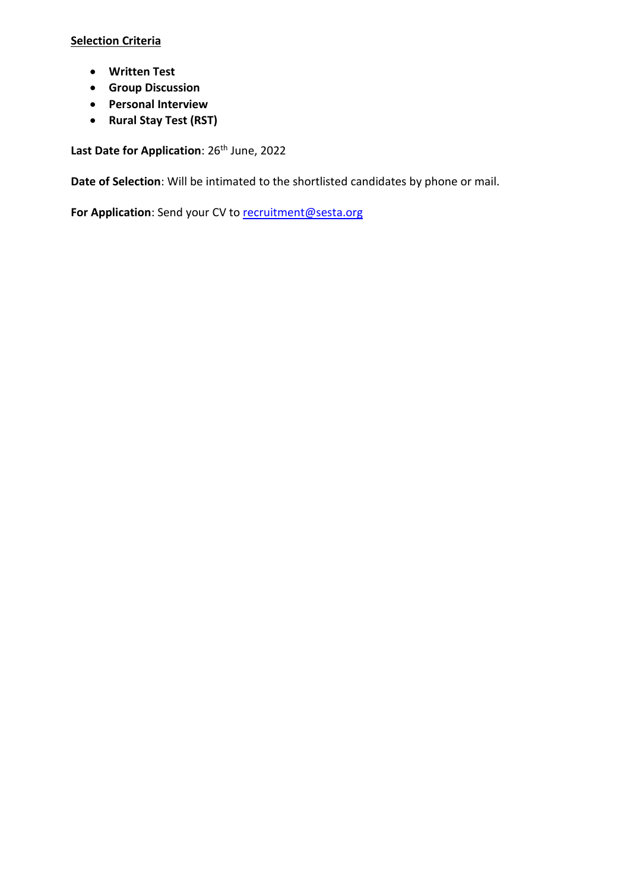**Selection Criteria**

- **Written Test**
- **Group Discussion**
- **Personal Interview**
- **Rural Stay Test (RST)**

**Last Date for Application**: 26th June, 2022

**Date of Selection**: Will be intimated to the shortlisted candidates by phone or mail.

**For Application**: Send your CV to recruitment@sesta.org